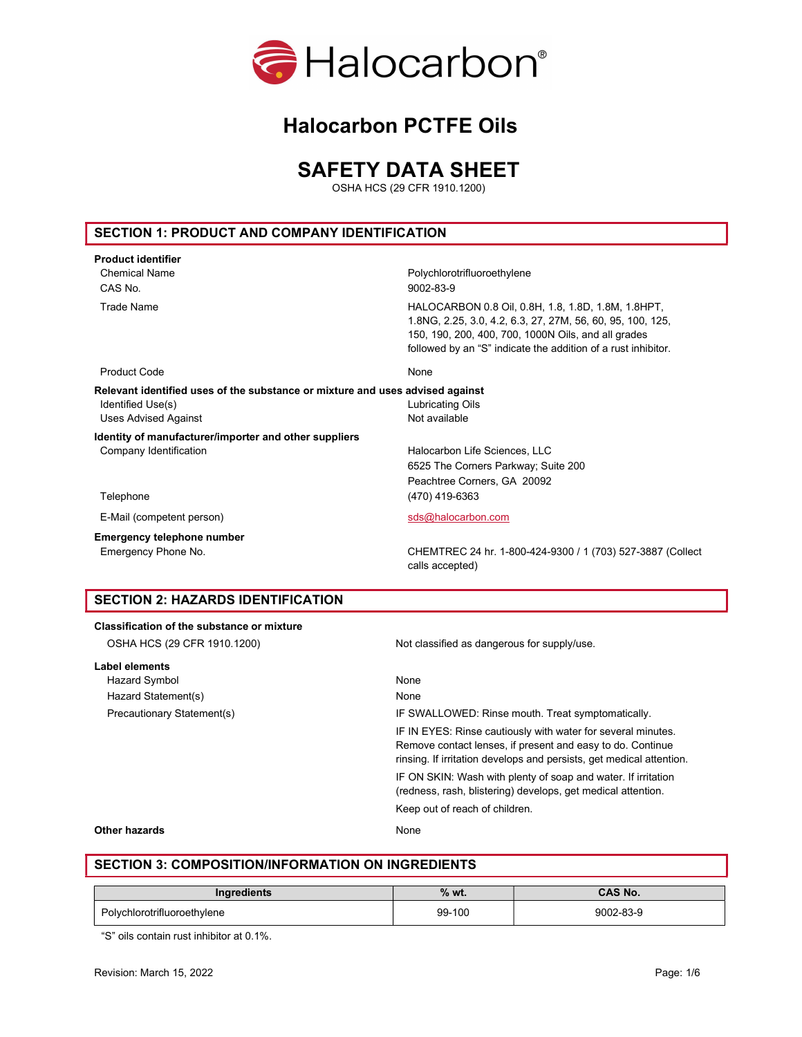Halocarbon®

# Halocarbon PCTFE Oils

# SAFETY DATA SHEET

OSHA HCS (29 CFR 1910.1200)

## SECTION 1: PRODUCT AND COMPANY IDENTIFICATION

**Product identifier**

| | |
|---|---|
| Chemical Name | Polychlorotrifluoroethylene |
| CAS No. | 9002-83-9 |
| Trade Name | HALOCARBON 0.8 Oil, 0.8H, 1.8, 1.8D, 1.8M, 1.8HPT, 1.8NG, 2.25, 3.0, 4.2, 6.3, 27, 27M, 56, 60, 95, 100, 125, 150, 190, 200, 400, 700, 1000N Oils, and all grades followed by an "S" indicate the addition of a rust inhibitor. |
| Product Code | None |

**Relevant identified uses of the substance or mixture and uses advised against**

| | |
|---|---|
| Identified Use(s) | Lubricating Oils |
| Uses Advised Against | Not available |

**Identity of manufacturer/importer and other suppliers**

| | |
|---|---|
| Company Identification | Halocarbon Life Sciences, LLC<br>6525 The Corners Parkway; Suite 200<br>Peachtree Corners, GA 20092 |
| Telephone | (470) 419-6363 |
| E-Mail (competent person) | sds@halocarbon.com |

**Emergency telephone number**

| | |
|---|---|
| Emergency Phone No. | CHEMTREC 24 hr. 1-800-424-9300 / 1 (703) 527-3887 (Collect calls accepted) |

## SECTION 2: HAZARDS IDENTIFICATION

**Classification of the substance or mixture**

| | |
|---|---|
| OSHA HCS (29 CFR 1910.1200) | Not classified as dangerous for supply/use. |

**Label elements**

| | |
|---|---|
| Hazard Symbol | None |
| Hazard Statement(s) | None |
| Precautionary Statement(s) | IF SWALLOWED: Rinse mouth. Treat symptomatically.<br>IF IN EYES: Rinse cautiously with water for several minutes. Remove contact lenses, if present and easy to do. Continue rinsing. If irritation develops and persists, get medical attention.<br>IF ON SKIN: Wash with plenty of soap and water. If irritation (redness, rash, blistering) develops, get medical attention.<br>Keep out of reach of children. |

**Other hazards** None

## SECTION 3: COMPOSITION/INFORMATION ON INGREDIENTS

| Ingredients | % wt. | CAS No. |
|---|---|---|
| Polychlorotrifluoroethylene | 99-100 | 9002-83-9 |

"S" oils contain rust inhibitor at 0.1%.

Revision: March 15, 2022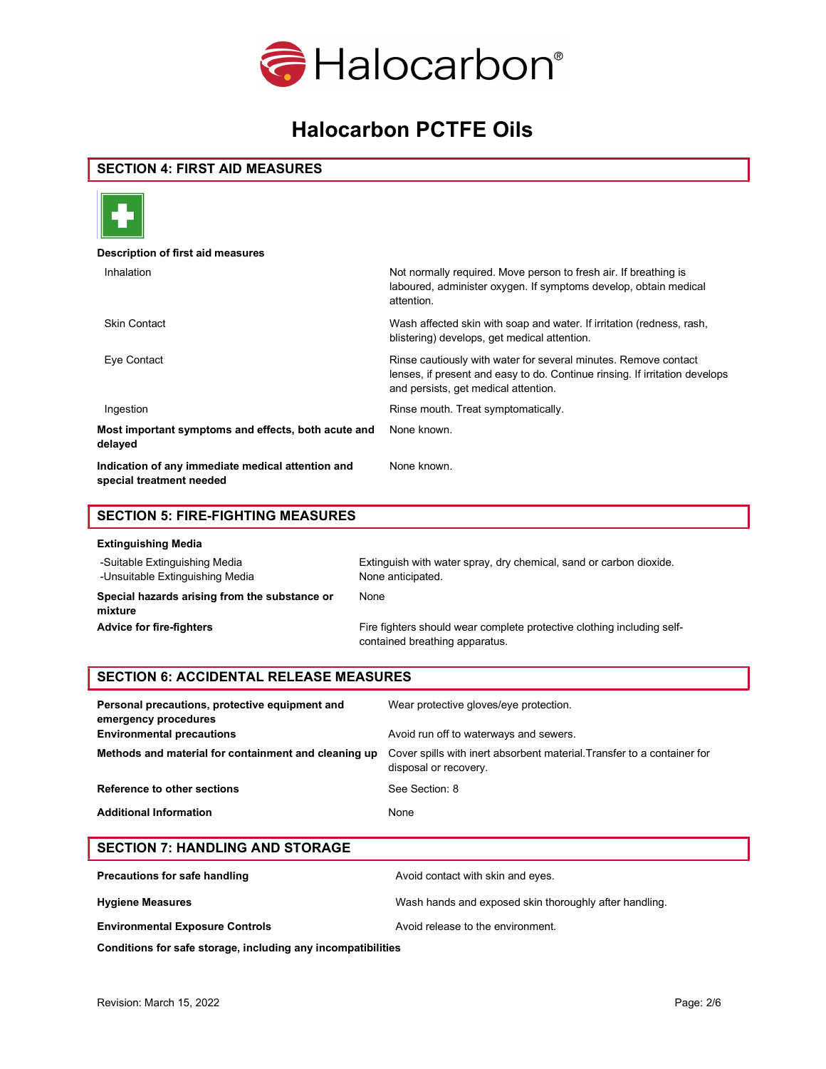# Halocarbon PCTFE Oils

## SECTION 4: FIRST AID MEASURES

**Description of first aid measures**

| | |
|---|---|
| Inhalation | Not normally required. Move person to fresh air. If breathing is laboured, administer oxygen. If symptoms develop, obtain medical attention. |
| Skin Contact | Wash affected skin with soap and water. If irritation (redness, rash, blistering) develops, get medical attention. |
| Eye Contact | Rinse cautiously with water for several minutes. Remove contact lenses, if present and easy to do. Continue rinsing. If irritation develops and persists, get medical attention. |
| Ingestion | Rinse mouth. Treat symptomatically. |
| **Most important symptoms and effects, both acute and delayed** | None known. |
| **Indication of any immediate medical attention and special treatment needed** | None known. |

## SECTION 5: FIRE-FIGHTING MEASURES

**Extinguishing Media**

| | |
|---|---|
| -Suitable Extinguishing Media | Extinguish with water spray, dry chemical, sand or carbon dioxide. |
| -Unsuitable Extinguishing Media | None anticipated. |
| **Special hazards arising from the substance or mixture** | None |
| **Advice for fire-fighters** | Fire fighters should wear complete protective clothing including self-contained breathing apparatus. |

## SECTION 6: ACCIDENTAL RELEASE MEASURES

| | |
|---|---|
| **Personal precautions, protective equipment and emergency procedures** | Wear protective gloves/eye protection. |
| **Environmental precautions** | Avoid run off to waterways and sewers. |
| **Methods and material for containment and cleaning up** | Cover spills with inert absorbent material.Transfer to a container for disposal or recovery. |
| **Reference to other sections** | See Section: 8 |
| **Additional Information** | None |

## SECTION 7: HANDLING AND STORAGE

| | |
|---|---|
| **Precautions for safe handling** | Avoid contact with skin and eyes. |
| **Hygiene Measures** | Wash hands and exposed skin thoroughly after handling. |
| **Environmental Exposure Controls** | Avoid release to the environment. |

**Conditions for safe storage, including any incompatibilities**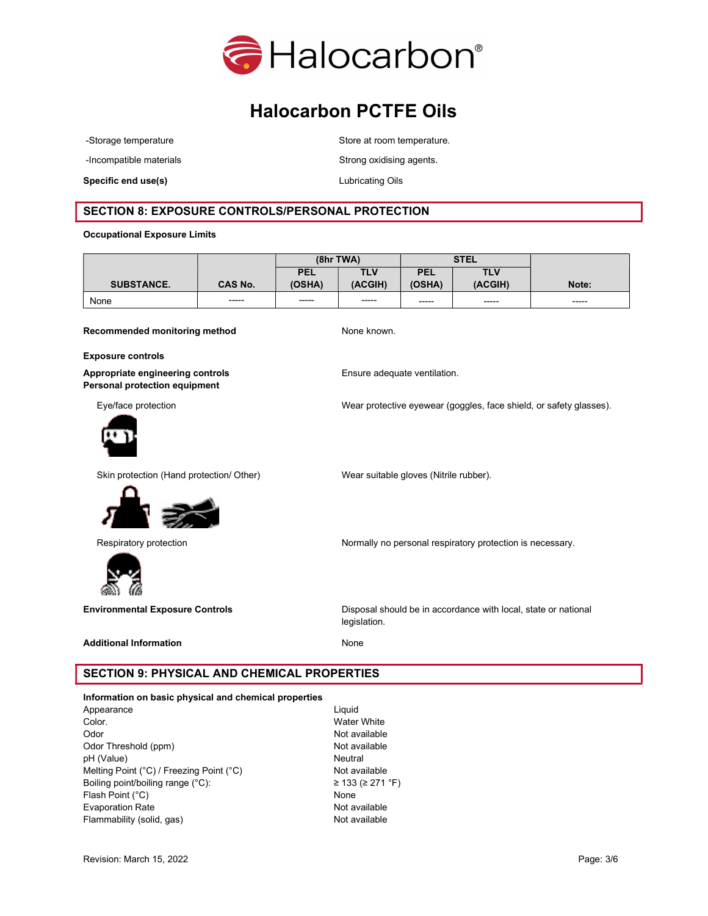# Halocarbon PCTFE Oils

| | |
|---|---|
| -Storage temperature | Store at room temperature. |
| -Incompatible materials | Strong oxidising agents. |
| **Specific end use(s)** | Lubricating Oils |

## SECTION 8: EXPOSURE CONTROLS/PERSONAL PROTECTION

**Occupational Exposure Limits**

| SUBSTANCE. | CAS No. | (8hr TWA) | | STEL | | Note: |
|---|---|---|---|---|---|---|
| | | PEL (OSHA) | TLV (ACGIH) | PEL (OSHA) | TLV (ACGIH) | |
| None | ----- | ----- | ----- | ----- | ----- | ----- |

**Recommended monitoring method** — None known.

**Exposure controls**

**Appropriate engineering controls** — Ensure adequate ventilation.

**Personal protection equipment**

Eye/face protection — Wear protective eyewear (goggles, face shield, or safety glasses).

Skin protection (Hand protection/ Other) — Wear suitable gloves (Nitrile rubber).

Respiratory protection — Normally no personal respiratory protection is necessary.

**Environmental Exposure Controls** — Disposal should be in accordance with local, state or national legislation.

**Additional Information** — None

## SECTION 9: PHYSICAL AND CHEMICAL PROPERTIES

**Information on basic physical and chemical properties**

| | |
|---|---|
| Appearance | Liquid |
| Color. | Water White |
| Odor | Not available |
| Odor Threshold (ppm) | Not available |
| pH (Value) | Neutral |
| Melting Point (°C) / Freezing Point (°C) | Not available |
| Boiling point/boiling range (°C): | ≥ 133 (≥ 271 °F) |
| Flash Point (°C) | None |
| Evaporation Rate | Not available |
| Flammability (solid, gas) | Not available |

Revision: March 15, 2022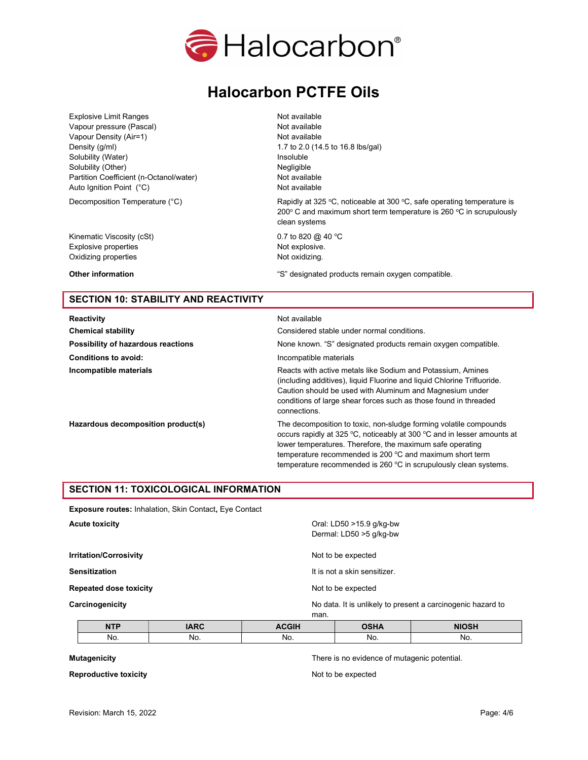# Halocarbon PCTFE Oils

| | |
|---|---|
| Explosive Limit Ranges | Not available |
| Vapour pressure (Pascal) | Not available |
| Vapour Density (Air=1) | Not available |
| Density (g/ml) | 1.7 to 2.0 (14.5 to 16.8 lbs/gal) |
| Solubility (Water) | Insoluble |
| Solubility (Other) | Negligible |
| Partition Coefficient (n-Octanol/water) | Not available |
| Auto Ignition Point (°C) | Not available |
| Decomposition Temperature (°C) | Rapidly at 325 °C, noticeable at 300 °C, safe operating temperature is 200° C and maximum short term temperature is 260 °C in scrupulously clean systems |
| Kinematic Viscosity (cSt) | 0.7 to 820 @ 40 °C |
| Explosive properties | Not explosive. |
| Oxidizing properties | Not oxidizing. |
| **Other information** | "S" designated products remain oxygen compatible. |

## SECTION 10: STABILITY AND REACTIVITY

| | |
|---|---|
| **Reactivity** | Not available |
| **Chemical stability** | Considered stable under normal conditions. |
| **Possibility of hazardous reactions** | None known. "S" designated products remain oxygen compatible. |
| **Conditions to avoid:** | Incompatible materials |
| **Incompatible materials** | Reacts with active metals like Sodium and Potassium, Amines (including additives), liquid Fluorine and liquid Chlorine Trifluoride. Caution should be used with Aluminum and Magnesium under conditions of large shear forces such as those found in threaded connections. |
| **Hazardous decomposition product(s)** | The decomposition to toxic, non-sludge forming volatile compounds occurs rapidly at 325 °C, noticeably at 300 °C and in lesser amounts at lower temperatures. Therefore, the maximum safe operating temperature recommended is 200 °C and maximum short term temperature recommended is 260 °C in scrupulously clean systems. |

## SECTION 11: TOXICOLOGICAL INFORMATION

**Exposure routes:** Inhalation, Skin Contact, Eye Contact

| | |
|---|---|
| **Acute toxicity** | Oral: LD50 >15.9 g/kg-bw<br>Dermal: LD50 >5 g/kg-bw |
| **Irritation/Corrosivity** | Not to be expected |
| **Sensitization** | It is not a skin sensitizer. |
| **Repeated dose toxicity** | Not to be expected |
| **Carcinogenicity** | No data. It is unlikely to present a carcinogenic hazard to man. |

| NTP | IARC | ACGIH | OSHA | NIOSH |
|---|---|---|---|---|
| No. | No. | No. | No. | No. |

| | |
|---|---|
| **Mutagenicity** | There is no evidence of mutagenic potential. |
| **Reproductive toxicity** | Not to be expected |

Revision: March 15, 2022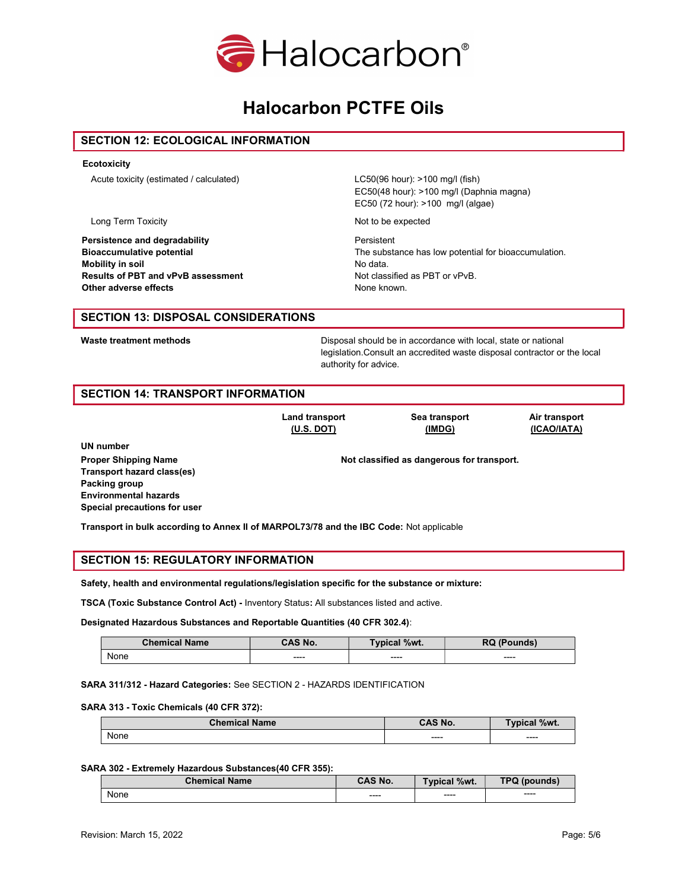# Halocarbon PCTFE Oils

## SECTION 12: ECOLOGICAL INFORMATION

**Ecotoxicity**

| | |
|---|---|
| Acute toxicity (estimated / calculated) | LC50(96 hour): >100 mg/l (fish)<br>EC50(48 hour): >100 mg/l (Daphnia magna)<br>EC50 (72 hour): >100 mg/l (algae) |
| Long Term Toxicity | Not to be expected |
| **Persistence and degradability** | Persistent |
| **Bioaccumulative potential** | The substance has low potential for bioaccumulation. |
| **Mobility in soil** | No data. |
| **Results of PBT and vPvB assessment** | Not classified as PBT or vPvB. |
| **Other adverse effects** | None known. |

## SECTION 13: DISPOSAL CONSIDERATIONS

**Waste treatment methods** — Disposal should be in accordance with local, state or national legislation.Consult an accredited waste disposal contractor or the local authority for advice.

## SECTION 14: TRANSPORT INFORMATION

| | Land transport (U.S. DOT) | Sea transport (IMDG) | Air transport (ICAO/IATA) |
|---|---|---|---|
| **UN number** | | | |
| **Proper Shipping Name** | | Not classified as dangerous for transport. | |
| **Transport hazard class(es)** | | | |
| **Packing group** | | | |
| **Environmental hazards** | | | |
| **Special precautions for user** | | | |

**Transport in bulk according to Annex II of MARPOL73/78 and the IBC Code:** Not applicable

## SECTION 15: REGULATORY INFORMATION

**Safety, health and environmental regulations/legislation specific for the substance or mixture:**

**TSCA (Toxic Substance Control Act) -** Inventory Status**:** All substances listed and active.

**Designated Hazardous Substances and Reportable Quantities (40 CFR 302.4)**:

| Chemical Name | CAS No. | Typical %wt. | RQ (Pounds) |
|---|---|---|---|
| None | ---- | ---- | ---- |

**SARA 311/312 - Hazard Categories:** See SECTION 2 - HAZARDS IDENTIFICATION

**SARA 313 - Toxic Chemicals (40 CFR 372):**

| Chemical Name | CAS No. | Typical %wt. |
|---|---|---|
| None | ---- | ---- |

**SARA 302 - Extremely Hazardous Substances(40 CFR 355):**

| Chemical Name | CAS No. | Typical %wt. | TPQ (pounds) |
|---|---|---|---|
| None | ---- | ---- | ---- |

Revision: March 15, 2022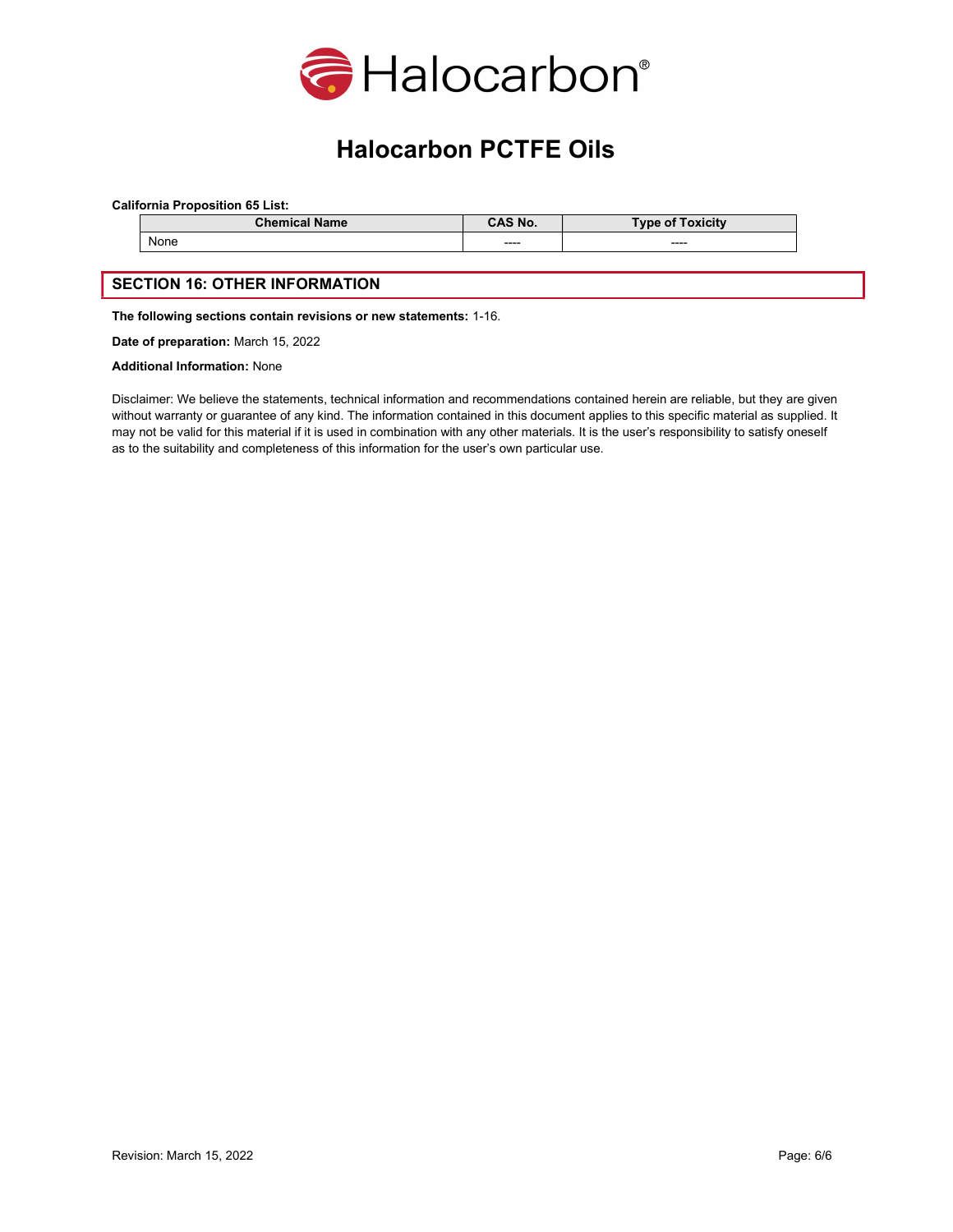# Halocarbon PCTFE Oils

**California Proposition 65 List:**

| Chemical Name | CAS No. | Type of Toxicity |
|---|---|---|
| None | ---- | ---- |

## SECTION 16: OTHER INFORMATION

**The following sections contain revisions or new statements:** 1-16.

**Date of preparation:** March 15, 2022

**Additional Information:** None

Disclaimer: We believe the statements, technical information and recommendations contained herein are reliable, but they are given without warranty or guarantee of any kind. The information contained in this document applies to this specific material as supplied. It may not be valid for this material if it is used in combination with any other materials. It is the user's responsibility to satisfy oneself as to the suitability and completeness of this information for the user's own particular use.